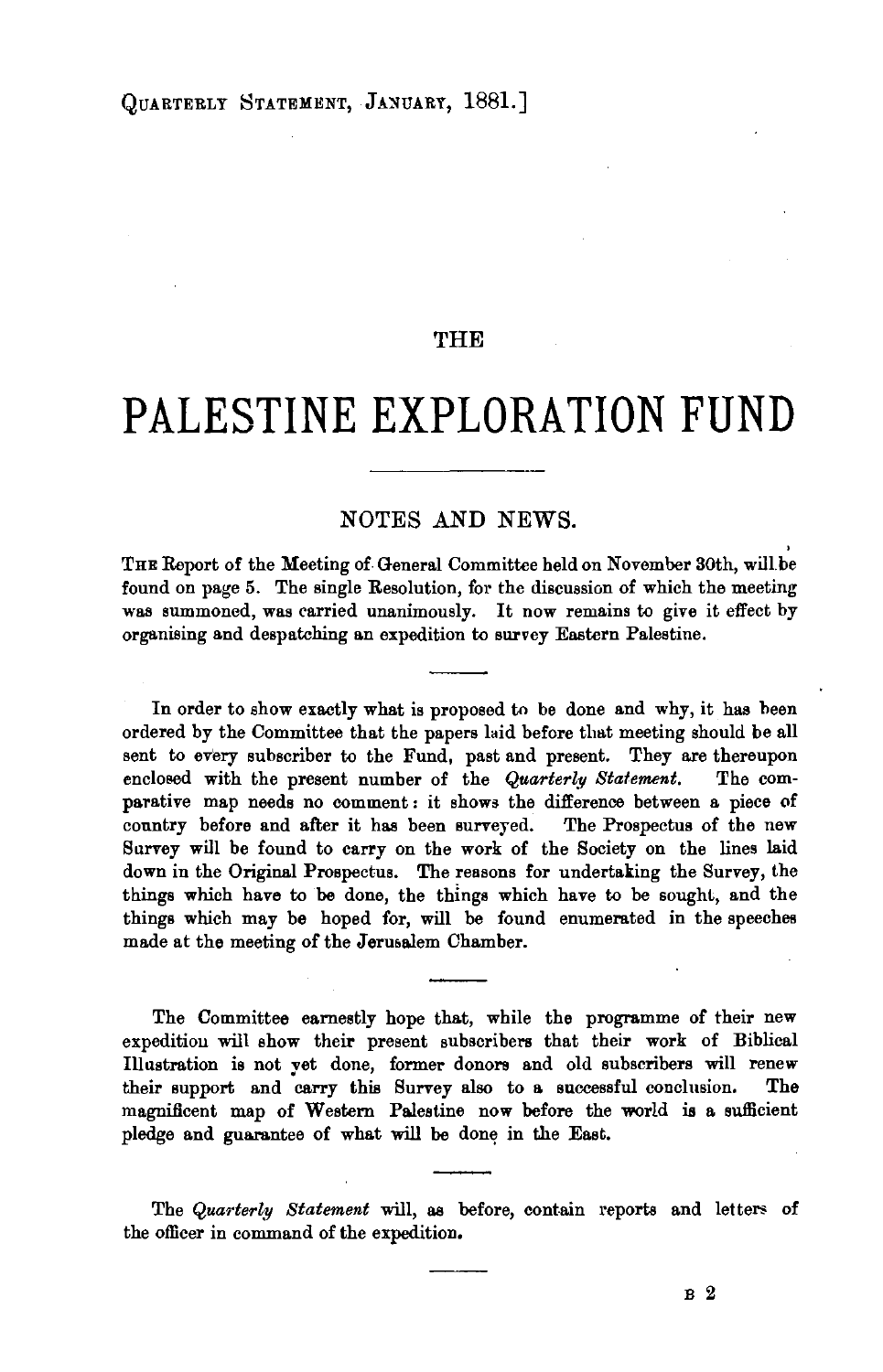THE

# PALESTINE EXPLORATION FUND

## NOTES AND NEWS.

THE Report of the Meeting of General Committee held on November 30th, will be found on page 5. The single Resolution, for the discussion of which the meeting was summoned, was carried unanimously. It now remains to give it effect by organising and despatching an expedition to survey Eastern Palestine.

---

In order to show exactly what is proposed to be done and why, it has been ordered by the Committee that the papers laid before that meeting should be all sent to every subscriber to the Fund, past and present. They are thereupon enclosed with the present number of the *Quarterly Statement.* The comparative map needs no comment: it shows the difference between a piece of country before and after it has been surveyed. The Prospectus of the new Survey will be found to carry on the work of the Society on the lines laid down in the Original Prospectus. The reasons for undertaking the Survey, the things which have to be done, the things which have to be sought, and the things which may be hoped for, will be found enumerated in the speeches made at the meeting of the Jerusalem Chamber.

---

The Committee earnestly hope that, while the programme of their new expedition will show their present subscribers that their work of Biblical Illustration is not yet done, former donors and old subscribers will renew their support and carry this Survey also to a successful conclusion. The magnificent map of Western Palestine now before the world is a sufficient pledge and guarantee of what will be done in the East.

---

The *Quarterly Statement* will, as before, contain reports and letters of the officer in command of the expedition.

---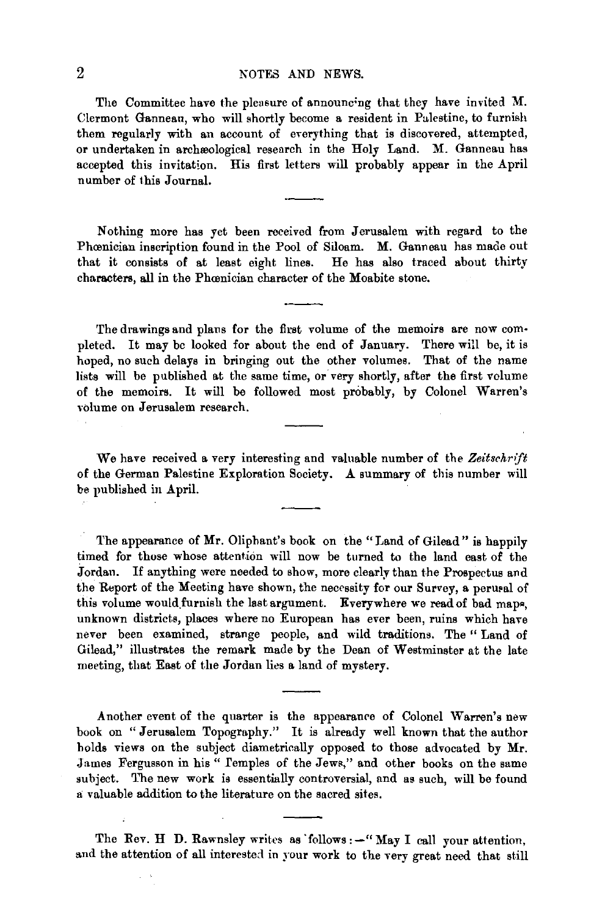The Committee have the pleasure of announcing that they have invited M. Clermont Ganneau, who will shortly become a resident in Palestine, to furnish them regularly with an account of everything that is discovered, attempted, or undertaken in archæological research in the Holy Land. M. Ganneau has accepted this invitation. His first letters will probably appear in the April number of this Journal.

---

Nothing more has yet been received from Jerusalem with regard to the Phœnician inscription found in the Pool of Siloam. M. Ganneau has made out that it consists of at least eight lines. He has also traced about thirty characters, all in the Phœnician character of the Moabite stone.

---

The drawings and plans for the first volume of the memoirs are now completed. It may be looked for about the end of January. There will be, it is hoped, no such delays in bringing out the other volumes. That of the name lists will be published at the same time, or very shortly, after the first volume of the memoirs. It will be followed most probably, by Colonel Warren's volume on Jerusalem research.

---

We have received a very interesting and valuable number of the *Zeitschrift* of the German Palestine Exploration Society. A summary of this number will be published in April.

---

The appearance of Mr. Oliphant's book on the "Land of Gilead" is happily timed for those whose attention will now be turned to the land east of the Jordan. If anything were needed to show, more clearly than the Prospectus and the Report of the Meeting have shown, the necessity for our Survey, a perusal of this volume would furnish the last argument. Everywhere we read of bad maps, unknown districts, places where no European has ever been, ruins which have never been examined, strange people, and wild traditions. The "Land of Gilead," illustrates the remark made by the Dean of Westminster at the late meeting, that East of the Jordan lies a land of mystery.

---

Another event of the quarter is the appearance of Colonel Warren's new book on "Jerusalem Topography." It is already well known that the author holds views on the subject diametrically opposed to those advocated by Mr. James Fergusson in his "Temples of the Jews," and other books on the same subject. The new work is essentially controversial, and as such, will be found a valuable addition to the literature on the sacred sites.

---

The Rev. H D. Rawnsley writes as follows:—"May I call your attention, and the attention of all interested in your work to the very great need that still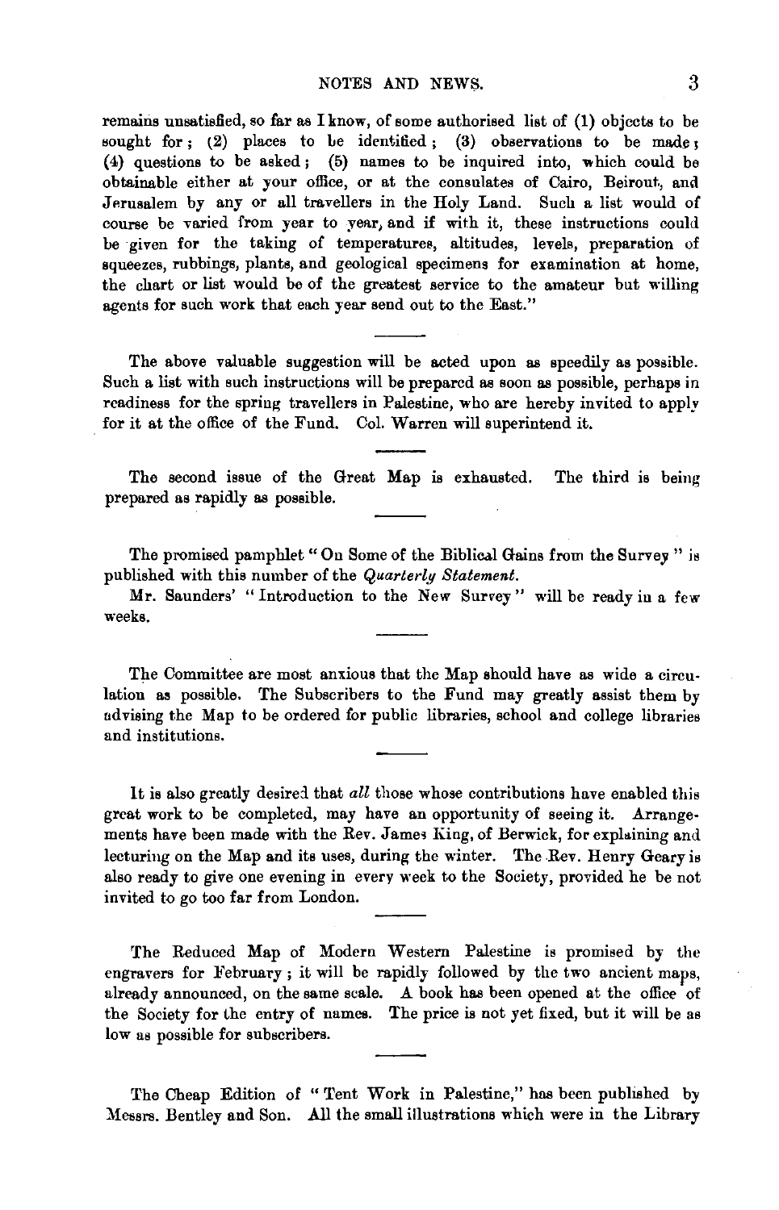remains unsatisfied, so far as I know, of some authorised list of (1) objects to be sought for; (2) places to be identified; (3) observations to be made; (4) questions to be asked; (5) names to be inquired into, which could be obtainable either at your office, or at the consulates of Cairo, Beirout, and Jerusalem by any or all travellers in the Holy Land. Such a list would of course be varied from year to year, and if with it, these instructions could be given for the taking of temperatures, altitudes, levels, preparation of squeezes, rubbings, plants, and geological specimens for examination at home, the chart or list would be of the greatest service to the amateur but willing agents for such work that each year send out to the East."

---

The above valuable suggestion will be acted upon as speedily as possible. Such a list with such instructions will be prepared as soon as possible, perhaps in readiness for the spring travellers in Palestine, who are hereby invited to apply for it at the office of the Fund. Col. Warren will superintend it.

---

The second issue of the Great Map is exhausted. The third is being prepared as rapidly as possible.

---

The promised pamphlet "On Some of the Biblical Gains from the Survey" is published with this number of the *Quarterly Statement*.

Mr. Saunders' "Introduction to the New Survey" will be ready in a few weeks.

---

The Committee are most anxious that the Map should have as wide a circulation as possible. The Subscribers to the Fund may greatly assist them by advising the Map to be ordered for public libraries, school and college libraries and institutions.

---

It is also greatly desired that *all* those whose contributions have enabled this great work to be completed, may have an opportunity of seeing it. Arrangements have been made with the Rev. James King, of Berwick, for explaining and lecturing on the Map and its uses, during the winter. The Rev. Henry Geary is also ready to give one evening in every week to the Society, provided he be not invited to go too far from London.

---

The Reduced Map of Modern Western Palestine is promised by the engravers for February; it will be rapidly followed by the two ancient maps, already announced, on the same scale. A book has been opened at the office of the Society for the entry of names. The price is not yet fixed, but it will be as low as possible for subscribers.

---

The Cheap Edition of "Tent Work in Palestine," has been published by Messrs. Bentley and Son. All the small illustrations which were in the Library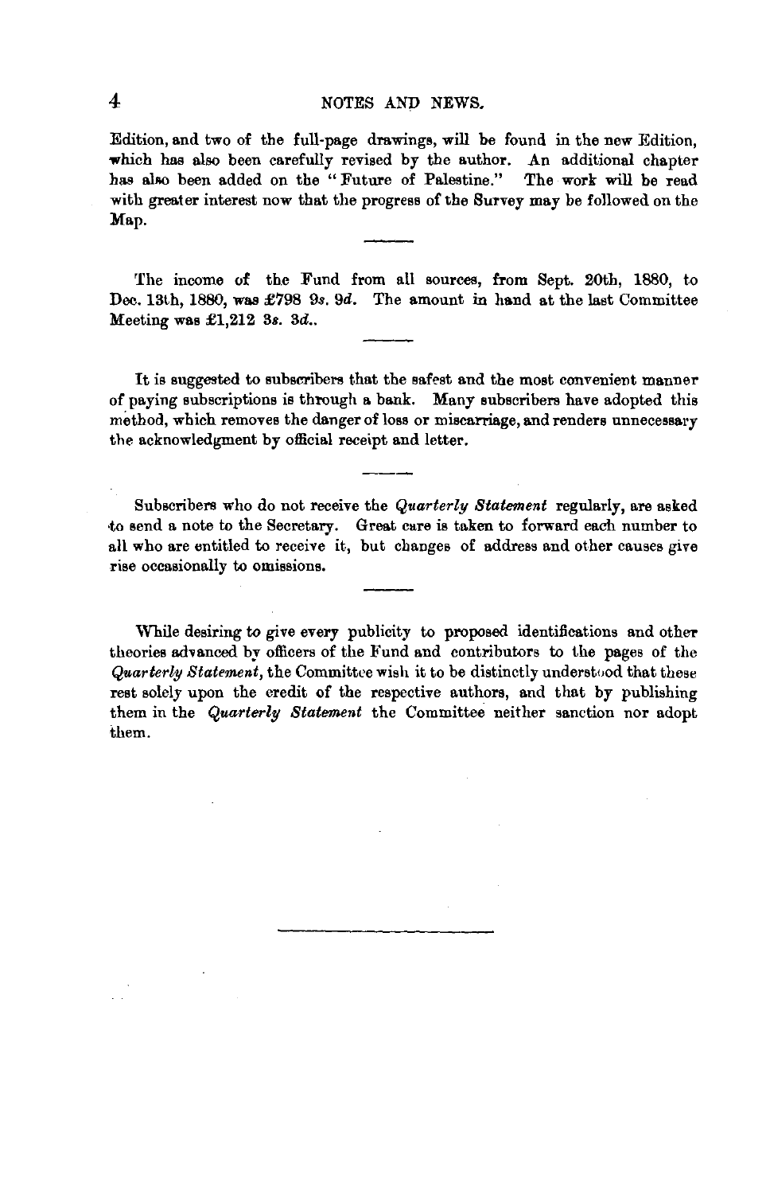Edition, and two of the full-page drawings, will be found in the new Edition, which has also been carefully revised by the author. An additional chapter has also been added on the "Future of Palestine." The work will be read with greater interest now that the progress of the Survey may be followed on the Map.

---

The income of the Fund from all sources, from Sept. 20th, 1880, to Dec. 13th, 1880, was £798 9*s.* 9*d.* The amount in hand at the last Committee Meeting was £1,212 3*s.* 3*d.*.

---

It is suggested to subscribers that the safest and the most convenient manner of paying subscriptions is through a bank. Many subscribers have adopted this method, which removes the danger of loss or miscarriage, and renders unnecessary the acknowledgment by official receipt and letter.

---

Subscribers who do not receive the *Quarterly Statement* regularly, are asked to send a note to the Secretary. Great care is taken to forward each number to all who are entitled to receive it, but changes of address and other causes give rise occasionally to omissions.

---

While desiring to give every publicity to proposed identifications and other theories advanced by officers of the Fund and contributors to the pages of the *Quarterly Statement*, the Committee wish it to be distinctly understood that these rest solely upon the credit of the respective authors, and that by publishing them in the *Quarterly Statement* the Committee neither sanction nor adopt them.